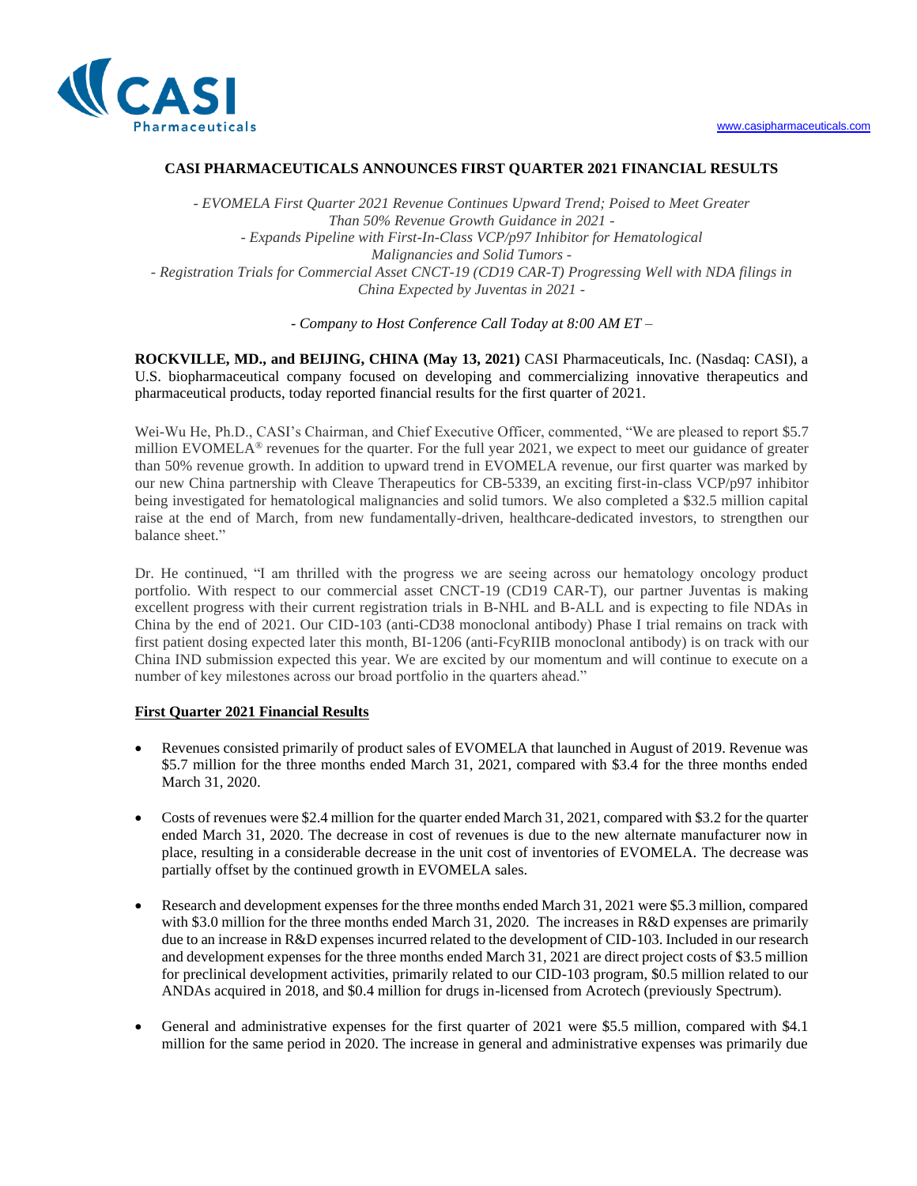# CASI PHARMACEUTICALS ANNOUNCES FIRST QUARTER 2021 FINANCIAL RESULTS

*- EVOMELA First Quarter 2021 Revenue Continues Upward Trend; Poised to Meet Greater Than 50% Revenue Growth Guidance in 2021 -*

*- Expands Pipeline with First-In-Class VCP/p97 Inhibitor for Hematological Malignancies and Solid Tumors -*

*- Registration Trials for Commercial Asset CNCT-19 (CD19 CAR-T) Progressing Well with NDA filings in China Expected by Juventas in 2021 -*

*- Company to Host Conference Call Today at 8:00 AM ET –*

**ROCKVILLE, MD., and BEIJING, CHINA (May 13, 2021)** CASI Pharmaceuticals, Inc. (Nasdaq: CASI), a U.S. biopharmaceutical company focused on developing and commercializing innovative therapeutics and pharmaceutical products, today reported financial results for the first quarter of 2021.

Wei-Wu He, Ph.D., CASI's Chairman, and Chief Executive Officer, commented, "We are pleased to report $5.7 million EVOMELA® revenues for the quarter. For the full year 2021, we expect to meet our guidance of greater than 50% revenue growth. In addition to upward trend in EVOMELA revenue, our first quarter was marked by our new China partnership with Cleave Therapeutics for CB-5339, an exciting first-in-class VCP/p97 inhibitor being investigated for hematological malignancies and solid tumors. We also completed a $32.5 million capital raise at the end of March, from new fundamentally-driven, healthcare-dedicated investors, to strengthen our balance sheet."

Dr. He continued, "I am thrilled with the progress we are seeing across our hematology oncology product portfolio. With respect to our commercial asset CNCT-19 (CD19 CAR-T), our partner Juventas is making excellent progress with their current registration trials in B-NHL and B-ALL and is expecting to file NDAs in China by the end of 2021. Our CID-103 (anti-CD38 monoclonal antibody) Phase I trial remains on track with first patient dosing expected later this month, BI-1206 (anti-FcyRIIB monoclonal antibody) is on track with our China IND submission expected this year. We are excited by our momentum and will continue to execute on a number of key milestones across our broad portfolio in the quarters ahead."

## First Quarter 2021 Financial Results

- Revenues consisted primarily of product sales of EVOMELA that launched in August of 2019. Revenue was $5.7 million for the three months ended March 31, 2021, compared with $3.4 for the three months ended March 31, 2020.
- Costs of revenues were $2.4 million for the quarter ended March 31, 2021, compared with $3.2 for the quarter ended March 31, 2020. The decrease in cost of revenues is due to the new alternate manufacturer now in place, resulting in a considerable decrease in the unit cost of inventories of EVOMELA. The decrease was partially offset by the continued growth in EVOMELA sales.
- Research and development expenses for the three months ended March 31, 2021 were $5.3 million, compared with $3.0 million for the three months ended March 31, 2020. The increases in R&D expenses are primarily due to an increase in R&D expenses incurred related to the development of CID-103. Included in our research and development expenses for the three months ended March 31, 2021 are direct project costs of $3.5 million for preclinical development activities, primarily related to our CID-103 program, $0.5 million related to our ANDAs acquired in 2018, and $0.4 million for drugs in-licensed from Acrotech (previously Spectrum).
- General and administrative expenses for the first quarter of 2021 were $5.5 million, compared with $4.1 million for the same period in 2020. The increase in general and administrative expenses was primarily due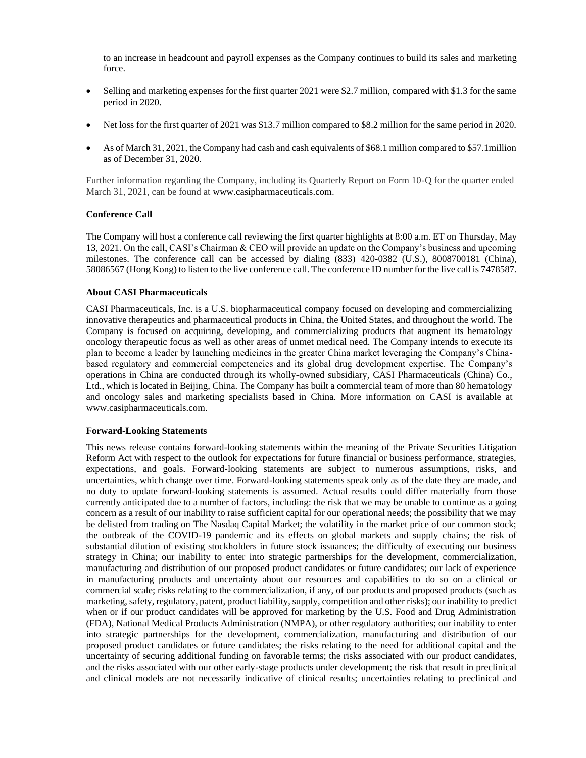to an increase in headcount and payroll expenses as the Company continues to build its sales and marketing force.

- Selling and marketing expenses for the first quarter 2021 were $2.7 million, compared with $1.3 for the same period in 2020.
- Net loss for the first quarter of 2021 was $13.7 million compared to $8.2 million for the same period in 2020.
- As of March 31, 2021, the Company had cash and cash equivalents of $68.1 million compared to $57.1million as of December 31, 2020.

Further information regarding the Company, including its Quarterly Report on Form 10-Q for the quarter ended March 31, 2021, can be found at www.casipharmaceuticals.com.

**Conference Call**

The Company will host a conference call reviewing the first quarter highlights at 8:00 a.m. ET on Thursday, May 13, 2021. On the call, CASI's Chairman & CEO will provide an update on the Company's business and upcoming milestones. The conference call can be accessed by dialing (833) 420-0382 (U.S.), 8008700181 (China), 58086567 (Hong Kong) to listen to the live conference call. The conference ID number for the live call is 7478587.

**About CASI Pharmaceuticals**

CASI Pharmaceuticals, Inc. is a U.S. biopharmaceutical company focused on developing and commercializing innovative therapeutics and pharmaceutical products in China, the United States, and throughout the world. The Company is focused on acquiring, developing, and commercializing products that augment its hematology oncology therapeutic focus as well as other areas of unmet medical need. The Company intends to execute its plan to become a leader by launching medicines in the greater China market leveraging the Company's China-based regulatory and commercial competencies and its global drug development expertise. The Company's operations in China are conducted through its wholly-owned subsidiary, CASI Pharmaceuticals (China) Co., Ltd., which is located in Beijing, China. The Company has built a commercial team of more than 80 hematology and oncology sales and marketing specialists based in China. More information on CASI is available at www.casipharmaceuticals.com.

**Forward-Looking Statements**

This news release contains forward-looking statements within the meaning of the Private Securities Litigation Reform Act with respect to the outlook for expectations for future financial or business performance, strategies, expectations, and goals. Forward-looking statements are subject to numerous assumptions, risks, and uncertainties, which change over time. Forward-looking statements speak only as of the date they are made, and no duty to update forward-looking statements is assumed. Actual results could differ materially from those currently anticipated due to a number of factors, including: the risk that we may be unable to continue as a going concern as a result of our inability to raise sufficient capital for our operational needs; the possibility that we may be delisted from trading on The Nasdaq Capital Market; the volatility in the market price of our common stock; the outbreak of the COVID-19 pandemic and its effects on global markets and supply chains; the risk of substantial dilution of existing stockholders in future stock issuances; the difficulty of executing our business strategy in China; our inability to enter into strategic partnerships for the development, commercialization, manufacturing and distribution of our proposed product candidates or future candidates; our lack of experience in manufacturing products and uncertainty about our resources and capabilities to do so on a clinical or commercial scale; risks relating to the commercialization, if any, of our products and proposed products (such as marketing, safety, regulatory, patent, product liability, supply, competition and other risks); our inability to predict when or if our product candidates will be approved for marketing by the U.S. Food and Drug Administration (FDA), National Medical Products Administration (NMPA), or other regulatory authorities; our inability to enter into strategic partnerships for the development, commercialization, manufacturing and distribution of our proposed product candidates or future candidates; the risks relating to the need for additional capital and the uncertainty of securing additional funding on favorable terms; the risks associated with our product candidates, and the risks associated with our other early-stage products under development; the risk that result in preclinical and clinical models are not necessarily indicative of clinical results; uncertainties relating to preclinical and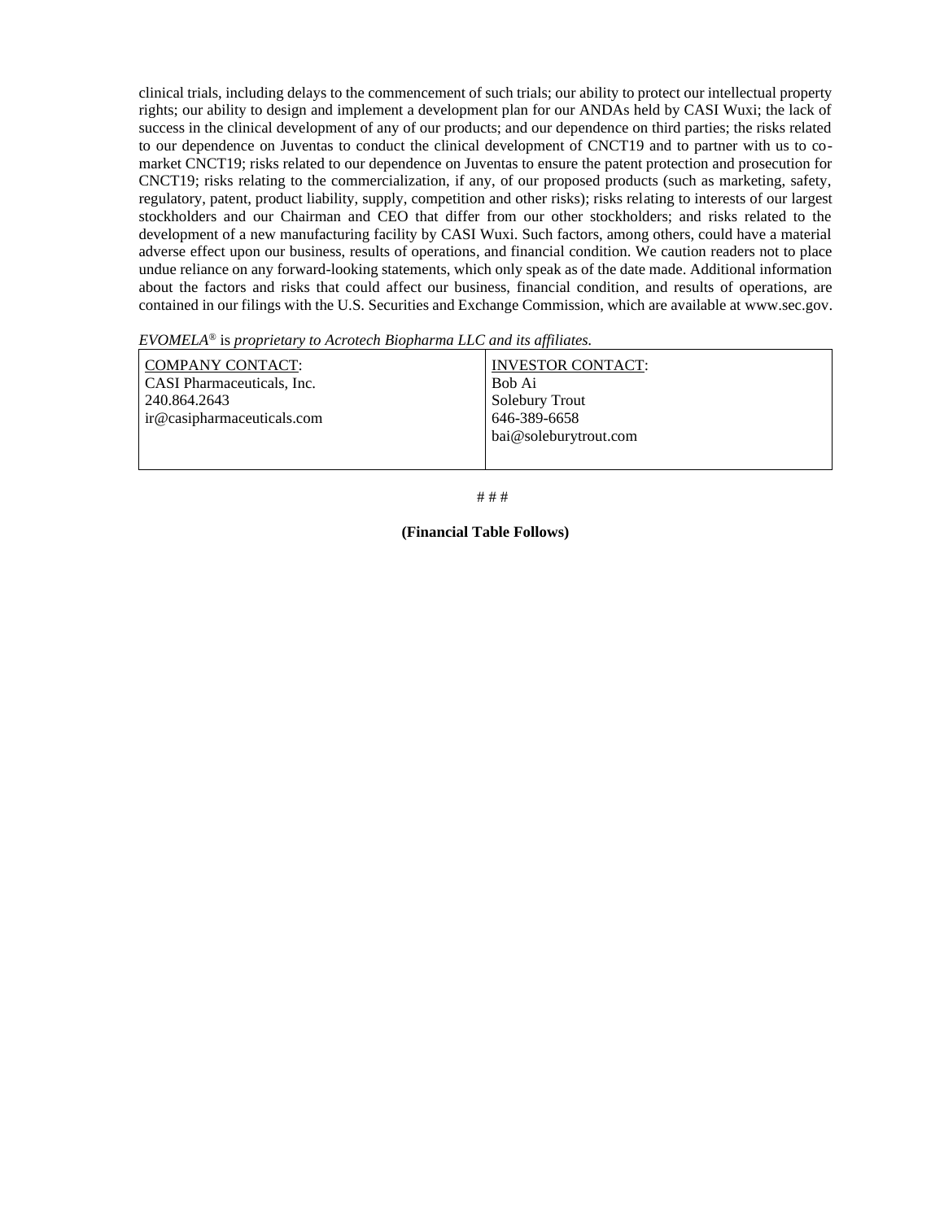clinical trials, including delays to the commencement of such trials; our ability to protect our intellectual property rights; our ability to design and implement a development plan for our ANDAs held by CASI Wuxi; the lack of success in the clinical development of any of our products; and our dependence on third parties; the risks related to our dependence on Juventas to conduct the clinical development of CNCT19 and to partner with us to co-market CNCT19; risks related to our dependence on Juventas to ensure the patent protection and prosecution for CNCT19; risks relating to the commercialization, if any, of our proposed products (such as marketing, safety, regulatory, patent, product liability, supply, competition and other risks); risks relating to interests of our largest stockholders and our Chairman and CEO that differ from our other stockholders; and risks related to the development of a new manufacturing facility by CASI Wuxi. Such factors, among others, could have a material adverse effect upon our business, results of operations, and financial condition. We caution readers not to place undue reliance on any forward-looking statements, which only speak as of the date made. Additional information about the factors and risks that could affect our business, financial condition, and results of operations, are contained in our filings with the U.S. Securities and Exchange Commission, which are available at www.sec.gov.

*EVOMELA®* is *proprietary to Acrotech Biopharma LLC and its affiliates.*

| COMPANY CONTACT: | INVESTOR CONTACT: |
|---|---|
| CASI Pharmaceuticals, Inc.<br>240.864.2643<br>ir@casipharmaceuticals.com | Bob Ai<br>Solebury Trout<br>646-389-6658<br>bai@soleburytrout.com |

# # #

**(Financial Table Follows)**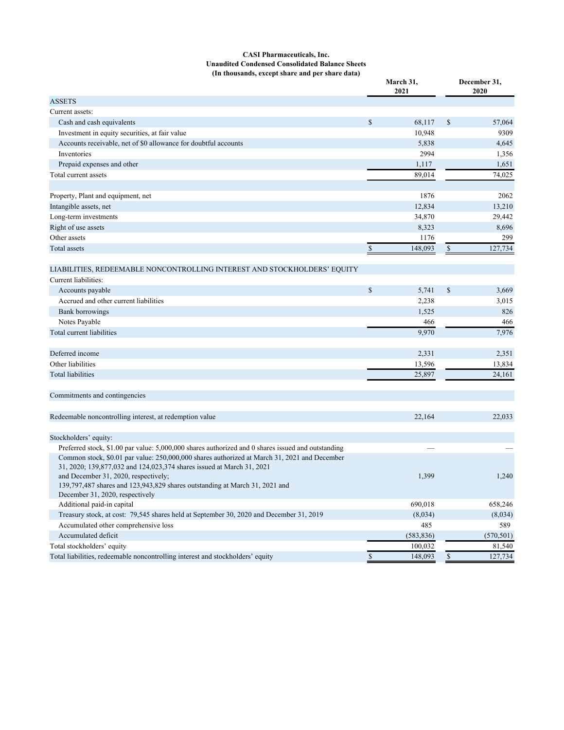**CASI Pharmaceuticals, Inc.**
**Unaudited Condensed Consolidated Balance Sheets**
**(In thousands, except share and per share data)**

| | March 31, 2021 | December 31, 2020 |
|---|---|---|
| ASSETS | | |
| Current assets: | | |
| Cash and cash equivalents | $ 68,117 | $ 57,064 |
| Investment in equity securities, at fair value | 10,948 | 9309 |
| Accounts receivable, net of $0 allowance for doubtful accounts | 5,838 | 4,645 |
| Inventories | 2994 | 1,356 |
| Prepaid expenses and other | 1,117 | 1,651 |
| Total current assets | 89,014 | 74,025 |
| | | |
| Property, Plant and equipment, net | 1876 | 2062 |
| Intangible assets, net | 12,834 | 13,210 |
| Long-term investments | 34,870 | 29,442 |
| Right of use assets | 8,323 | 8,696 |
| Other assets | 1176 | 299 |
| Total assets | $ 148,093 | $ 127,734 |
| | | |
| LIABILITIES, REDEEMABLE NONCONTROLLING INTEREST AND STOCKHOLDERS' EQUITY | | |
| Current liabilities: | | |
| Accounts payable | $ 5,741 | $ 3,669 |
| Accrued and other current liabilities | 2,238 | 3,015 |
| Bank borrowings | 1,525 | 826 |
| Notes Payable | 466 | 466 |
| Total current liabilities | 9,970 | 7,976 |
| | | |
| Deferred income | 2,331 | 2,351 |
| Other liabilities | 13,596 | 13,834 |
| Total liabilities | 25,897 | 24,161 |
| | | |
| Commitments and contingencies | | |
| | | |
| Redeemable noncontrolling interest, at redemption value | 22,164 | 22,033 |
| | | |
| Stockholders' equity: | | |
| Preferred stock, $1.00 par value: 5,000,000 shares authorized and 0 shares issued and outstanding | — | — |
| Common stock, $0.01 par value: 250,000,000 shares authorized at March 31, 2021 and December 31, 2020; 139,877,032 and 124,023,374 shares issued at March 31, 2021 and December 31, 2020, respectively; 139,797,487 shares and 123,943,829 shares outstanding at March 31, 2021 and December 31, 2020, respectively | 1,399 | 1,240 |
| Additional paid-in capital | 690,018 | 658,246 |
| Treasury stock, at cost: 79,545 shares held at September 30, 2020 and December 31, 2019 | (8,034) | (8,034) |
| Accumulated other comprehensive loss | 485 | 589 |
| Accumulated deficit | (583,836) | (570,501) |
| Total stockholders' equity | 100,032 | 81,540 |
| Total liabilities, redeemable noncontrolling interest and stockholders' equity | $ 148,093 | $ 127,734 |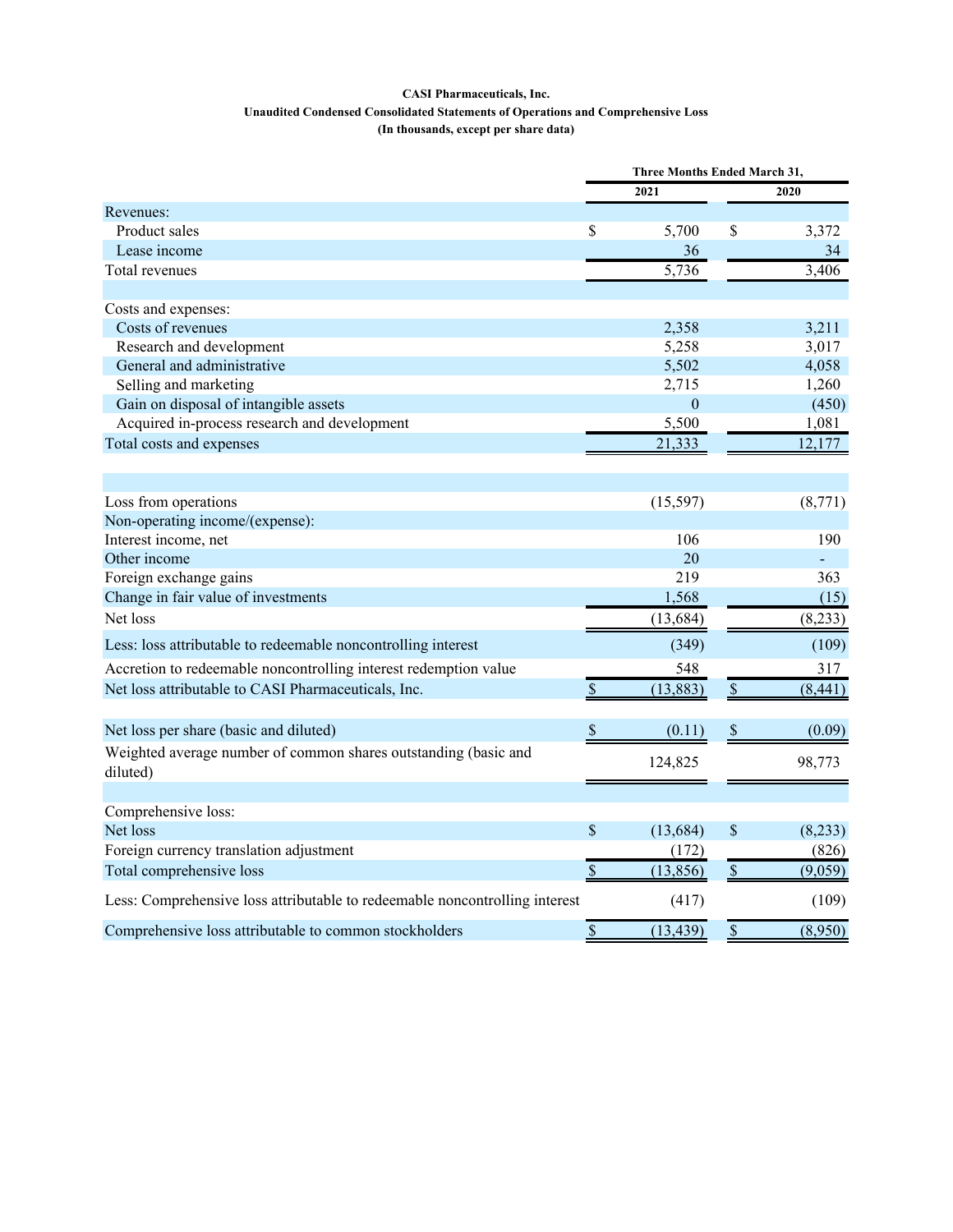**CASI Pharmaceuticals, Inc.**

**Unaudited Condensed Consolidated Statements of Operations and Comprehensive Loss**

**(In thousands, except per share data)**

| | Three Months Ended March 31, | |
|---|---|---|
| | 2021 | 2020 |
| Revenues: | | |
| Product sales | $ 5,700 | $ 3,372 |
| Lease income | 36 | 34 |
| Total revenues | 5,736 | 3,406 |
| | | |
| Costs and expenses: | | |
| Costs of revenues | 2,358 | 3,211 |
| Research and development | 5,258 | 3,017 |
| General and administrative | 5,502 | 4,058 |
| Selling and marketing | 2,715 | 1,260 |
| Gain on disposal of intangible assets | 0 | (450) |
| Acquired in-process research and development | 5,500 | 1,081 |
| Total costs and expenses | 21,333 | 12,177 |
| | | |
| Loss from operations | (15,597) | (8,771) |
| Non-operating income/(expense): | | |
| Interest income, net | 106 | 190 |
| Other income | 20 | - |
| Foreign exchange gains | 219 | 363 |
| Change in fair value of investments | 1,568 | (15) |
| Net loss | (13,684) | (8,233) |
| Less: loss attributable to redeemable noncontrolling interest | (349) | (109) |
| Accretion to redeemable noncontrolling interest redemption value | 548 | 317 |
| Net loss attributable to CASI Pharmaceuticals, Inc. | $ (13,883) | $ (8,441) |
| | | |
| Net loss per share (basic and diluted) | $ (0.11) | $ (0.09) |
| Weighted average number of common shares outstanding (basic and diluted) | 124,825 | 98,773 |
| | | |
| Comprehensive loss: | | |
| Net loss | $ (13,684) | $ (8,233) |
| Foreign currency translation adjustment | (172) | (826) |
| Total comprehensive loss | $ (13,856) | $ (9,059) |
| Less: Comprehensive loss attributable to redeemable noncontrolling interest | (417) | (109) |
| Comprehensive loss attributable to common stockholders | $ (13,439) | $ (8,950) |